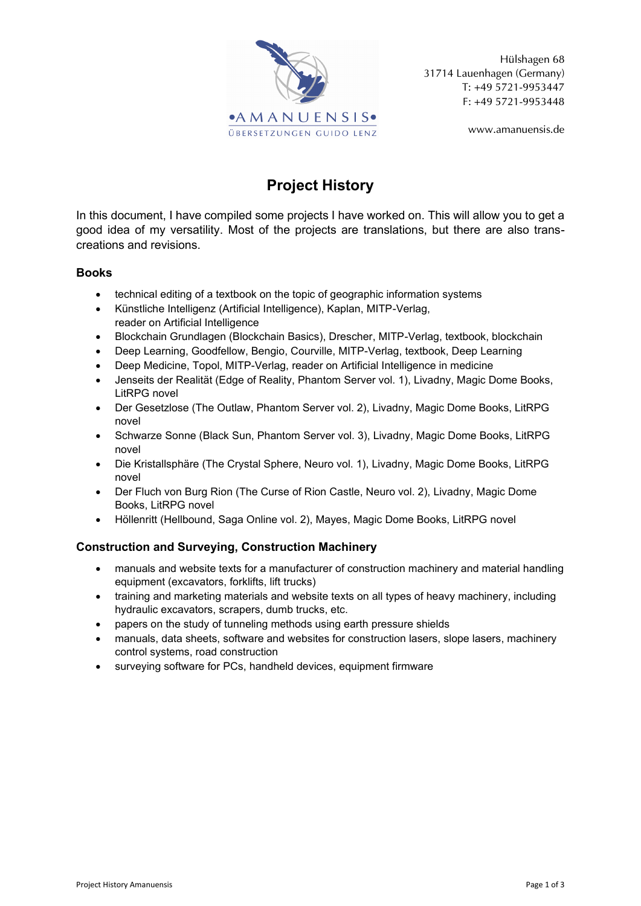•AMANUENSIS•
ÜBERSETZUNGEN GUIDO LENZ

Hülshagen 68
31714 Lauenhagen (Germany)
T: +49 5721-9953447
F: +49 5721-9953448

www.amanuensis.de

# Project History

In this document, I have compiled some projects I have worked on. This will allow you to get a good idea of my versatility. Most of the projects are translations, but there are also trans-creations and revisions.

### Books

- technical editing of a textbook on the topic of geographic information systems
- Künstliche Intelligenz (Artificial Intelligence), Kaplan, MITP-Verlag, reader on Artificial Intelligence
- Blockchain Grundlagen (Blockchain Basics), Drescher, MITP-Verlag, textbook, blockchain
- Deep Learning, Goodfellow, Bengio, Courville, MITP-Verlag, textbook, Deep Learning
- Deep Medicine, Topol, MITP-Verlag, reader on Artificial Intelligence in medicine
- Jenseits der Realität (Edge of Reality, Phantom Server vol. 1), Livadny, Magic Dome Books, LitRPG novel
- Der Gesetzlose (The Outlaw, Phantom Server vol. 2), Livadny, Magic Dome Books, LitRPG novel
- Schwarze Sonne (Black Sun, Phantom Server vol. 3), Livadny, Magic Dome Books, LitRPG novel
- Die Kristallsphäre (The Crystal Sphere, Neuro vol. 1), Livadny, Magic Dome Books, LitRPG novel
- Der Fluch von Burg Rion (The Curse of Rion Castle, Neuro vol. 2), Livadny, Magic Dome Books, LitRPG novel
- Höllenritt (Hellbound, Saga Online vol. 2), Mayes, Magic Dome Books, LitRPG novel

### Construction and Surveying, Construction Machinery

- manuals and website texts for a manufacturer of construction machinery and material handling equipment (excavators, forklifts, lift trucks)
- training and marketing materials and website texts on all types of heavy machinery, including hydraulic excavators, scrapers, dumb trucks, etc.
- papers on the study of tunneling methods using earth pressure shields
- manuals, data sheets, software and websites for construction lasers, slope lasers, machinery control systems, road construction
- surveying software for PCs, handheld devices, equipment firmware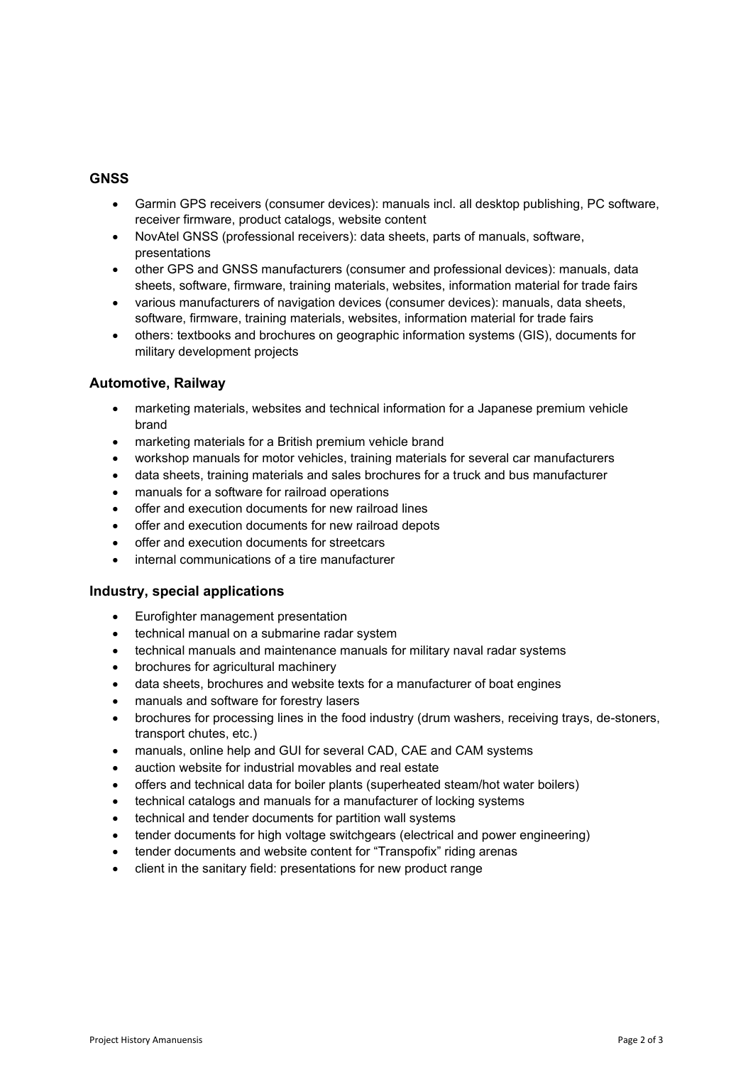## GNSS

- Garmin GPS receivers (consumer devices): manuals incl. all desktop publishing, PC software, receiver firmware, product catalogs, website content
- NovAtel GNSS (professional receivers): data sheets, parts of manuals, software, presentations
- other GPS and GNSS manufacturers (consumer and professional devices): manuals, data sheets, software, firmware, training materials, websites, information material for trade fairs
- various manufacturers of navigation devices (consumer devices): manuals, data sheets, software, firmware, training materials, websites, information material for trade fairs
- others: textbooks and brochures on geographic information systems (GIS), documents for military development projects

## Automotive, Railway

- marketing materials, websites and technical information for a Japanese premium vehicle brand
- marketing materials for a British premium vehicle brand
- workshop manuals for motor vehicles, training materials for several car manufacturers
- data sheets, training materials and sales brochures for a truck and bus manufacturer
- manuals for a software for railroad operations
- offer and execution documents for new railroad lines
- offer and execution documents for new railroad depots
- offer and execution documents for streetcars
- internal communications of a tire manufacturer

## Industry, special applications

- Eurofighter management presentation
- technical manual on a submarine radar system
- technical manuals and maintenance manuals for military naval radar systems
- brochures for agricultural machinery
- data sheets, brochures and website texts for a manufacturer of boat engines
- manuals and software for forestry lasers
- brochures for processing lines in the food industry (drum washers, receiving trays, de-stoners, transport chutes, etc.)
- manuals, online help and GUI for several CAD, CAE and CAM systems
- auction website for industrial movables and real estate
- offers and technical data for boiler plants (superheated steam/hot water boilers)
- technical catalogs and manuals for a manufacturer of locking systems
- technical and tender documents for partition wall systems
- tender documents for high voltage switchgears (electrical and power engineering)
- tender documents and website content for "Transpofix" riding arenas
- client in the sanitary field: presentations for new product range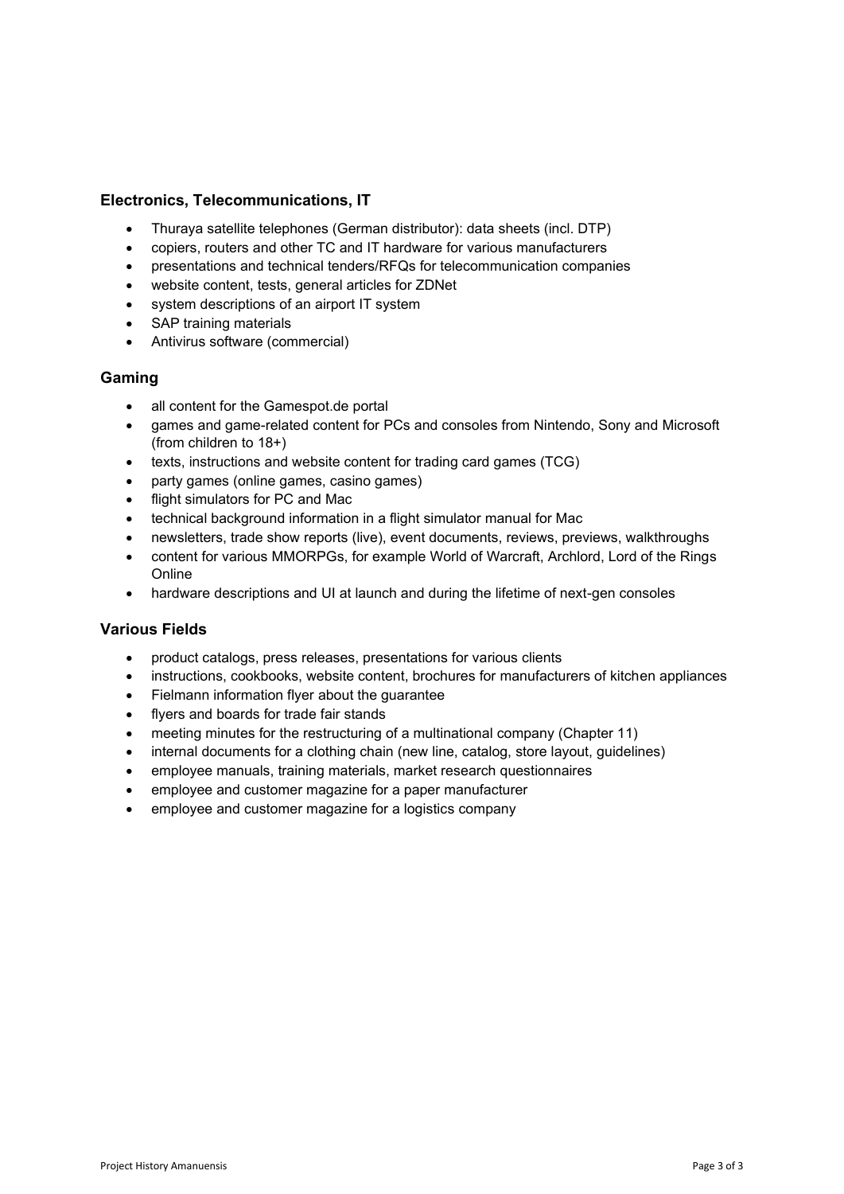### Electronics, Telecommunications, IT

- Thuraya satellite telephones (German distributor): data sheets (incl. DTP)
- copiers, routers and other TC and IT hardware for various manufacturers
- presentations and technical tenders/RFQs for telecommunication companies
- website content, tests, general articles for ZDNet
- system descriptions of an airport IT system
- SAP training materials
- Antivirus software (commercial)

### Gaming

- all content for the Gamespot.de portal
- games and game-related content for PCs and consoles from Nintendo, Sony and Microsoft (from children to 18+)
- texts, instructions and website content for trading card games (TCG)
- party games (online games, casino games)
- flight simulators for PC and Mac
- technical background information in a flight simulator manual for Mac
- newsletters, trade show reports (live), event documents, reviews, previews, walkthroughs
- content for various MMORPGs, for example World of Warcraft, Archlord, Lord of the Rings Online
- hardware descriptions and UI at launch and during the lifetime of next-gen consoles

### Various Fields

- product catalogs, press releases, presentations for various clients
- instructions, cookbooks, website content, brochures for manufacturers of kitchen appliances
- Fielmann information flyer about the guarantee
- flyers and boards for trade fair stands
- meeting minutes for the restructuring of a multinational company (Chapter 11)
- internal documents for a clothing chain (new line, catalog, store layout, guidelines)
- employee manuals, training materials, market research questionnaires
- employee and customer magazine for a paper manufacturer
- employee and customer magazine for a logistics company